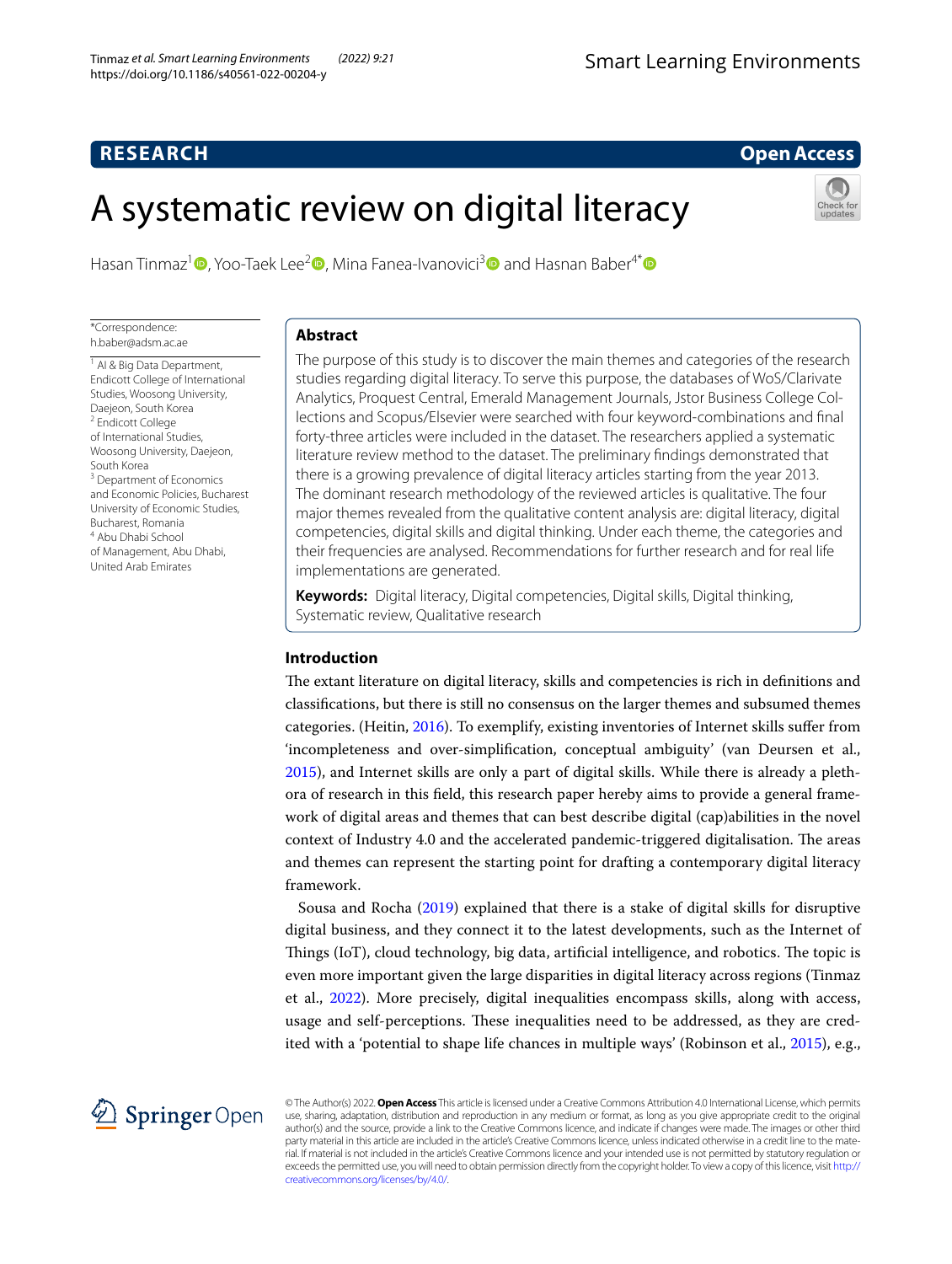RESEARCH

Open Access

# A systematic review on digital literacy

Hasan Tinmaz[1], Yoo-Taek Lee[2], Mina Fanea-Ivanovici[3] and Hasnan Baber[4*]

*Correspondence: h.baber@adsm.ac.ae

[1] AI & Big Data Department, Endicott College of International Studies, Woosong University, Daejeon, South Korea
[2] Endicott College of International Studies, Woosong University, Daejeon, South Korea
[3] Department of Economics and Economic Policies, Bucharest University of Economic Studies, Bucharest, Romania
[4] Abu Dhabi School of Management, Abu Dhabi, United Arab Emirates

## Abstract

The purpose of this study is to discover the main themes and categories of the research studies regarding digital literacy. To serve this purpose, the databases of WoS/Clarivate Analytics, Proquest Central, Emerald Management Journals, Jstor Business College Collections and Scopus/Elsevier were searched with four keyword-combinations and final forty-three articles were included in the dataset. The researchers applied a systematic literature review method to the dataset. The preliminary findings demonstrated that there is a growing prevalence of digital literacy articles starting from the year 2013. The dominant research methodology of the reviewed articles is qualitative. The four major themes revealed from the qualitative content analysis are: digital literacy, digital competencies, digital skills and digital thinking. Under each theme, the categories and their frequencies are analysed. Recommendations for further research and for real life implementations are generated.

**Keywords:** Digital literacy, Digital competencies, Digital skills, Digital thinking, Systematic review, Qualitative research

## Introduction

The extant literature on digital literacy, skills and competencies is rich in definitions and classifications, but there is still no consensus on the larger themes and subsumed themes categories. (Heitin, 2016). To exemplify, existing inventories of Internet skills suffer from 'incompleteness and over-simplification, conceptual ambiguity' (van Deursen et al., 2015), and Internet skills are only a part of digital skills. While there is already a plethora of research in this field, this research paper hereby aims to provide a general framework of digital areas and themes that can best describe digital (cap)abilities in the novel context of Industry 4.0 and the accelerated pandemic-triggered digitalisation. The areas and themes can represent the starting point for drafting a contemporary digital literacy framework.

Sousa and Rocha (2019) explained that there is a stake of digital skills for disruptive digital business, and they connect it to the latest developments, such as the Internet of Things (IoT), cloud technology, big data, artificial intelligence, and robotics. The topic is even more important given the large disparities in digital literacy across regions (Tinmaz et al., 2022). More precisely, digital inequalities encompass skills, along with access, usage and self-perceptions. These inequalities need to be addressed, as they are credited with a 'potential to shape life chances in multiple ways' (Robinson et al., 2015), e.g.,

© The Author(s) 2022. **Open Access** This article is licensed under a Creative Commons Attribution 4.0 International License, which permits use, sharing, adaptation, distribution and reproduction in any medium or format, as long as you give appropriate credit to the original author(s) and the source, provide a link to the Creative Commons licence, and indicate if changes were made. The images or other third party material in this article are included in the article's Creative Commons licence, unless indicated otherwise in a credit line to the material. If material is not included in the article's Creative Commons licence and your intended use is not permitted by statutory regulation or exceeds the permitted use, you will need to obtain permission directly from the copyright holder. To view a copy of this licence, visit http://creativecommons.org/licenses/by/4.0/.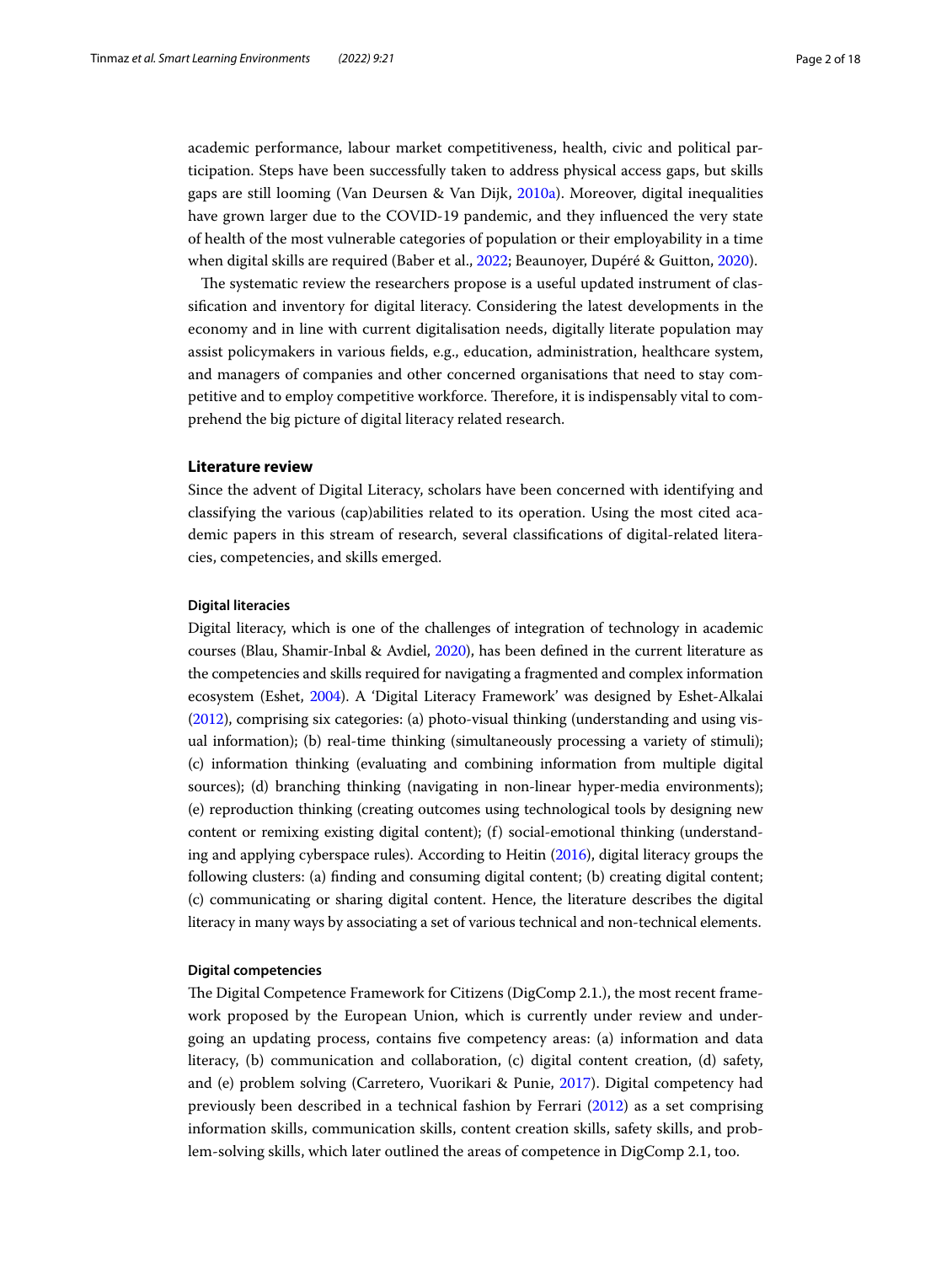academic performance, labour market competitiveness, health, civic and political participation. Steps have been successfully taken to address physical access gaps, but skills gaps are still looming (Van Deursen & Van Dijk, 2010a). Moreover, digital inequalities have grown larger due to the COVID-19 pandemic, and they influenced the very state of health of the most vulnerable categories of population or their employability in a time when digital skills are required (Baber et al., 2022; Beaunoyer, Dupéré & Guitton, 2020).

The systematic review the researchers propose is a useful updated instrument of classification and inventory for digital literacy. Considering the latest developments in the economy and in line with current digitalisation needs, digitally literate population may assist policymakers in various fields, e.g., education, administration, healthcare system, and managers of companies and other concerned organisations that need to stay competitive and to employ competitive workforce. Therefore, it is indispensably vital to comprehend the big picture of digital literacy related research.

## Literature review

Since the advent of Digital Literacy, scholars have been concerned with identifying and classifying the various (cap)abilities related to its operation. Using the most cited academic papers in this stream of research, several classifications of digital-related literacies, competencies, and skills emerged.

### Digital literacies

Digital literacy, which is one of the challenges of integration of technology in academic courses (Blau, Shamir-Inbal & Avdiel, 2020), has been defined in the current literature as the competencies and skills required for navigating a fragmented and complex information ecosystem (Eshet, 2004). A 'Digital Literacy Framework' was designed by Eshet-Alkalai (2012), comprising six categories: (a) photo-visual thinking (understanding and using visual information); (b) real-time thinking (simultaneously processing a variety of stimuli); (c) information thinking (evaluating and combining information from multiple digital sources); (d) branching thinking (navigating in non-linear hyper-media environments); (e) reproduction thinking (creating outcomes using technological tools by designing new content or remixing existing digital content); (f) social-emotional thinking (understanding and applying cyberspace rules). According to Heitin (2016), digital literacy groups the following clusters: (a) finding and consuming digital content; (b) creating digital content; (c) communicating or sharing digital content. Hence, the literature describes the digital literacy in many ways by associating a set of various technical and non-technical elements.

### Digital competencies

The Digital Competence Framework for Citizens (DigComp 2.1.), the most recent framework proposed by the European Union, which is currently under review and undergoing an updating process, contains five competency areas: (a) information and data literacy, (b) communication and collaboration, (c) digital content creation, (d) safety, and (e) problem solving (Carretero, Vuorikari & Punie, 2017). Digital competency had previously been described in a technical fashion by Ferrari (2012) as a set comprising information skills, communication skills, content creation skills, safety skills, and problem-solving skills, which later outlined the areas of competence in DigComp 2.1, too.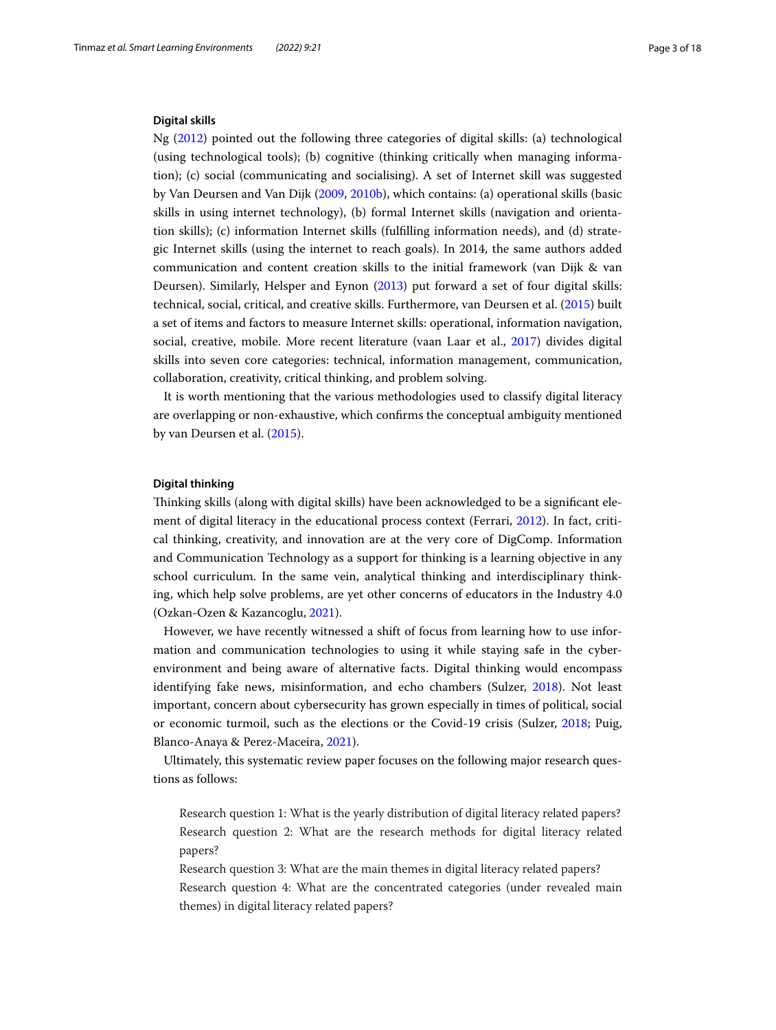### Digital skills

Ng (2012) pointed out the following three categories of digital skills: (a) technological (using technological tools); (b) cognitive (thinking critically when managing information); (c) social (communicating and socialising). A set of Internet skill was suggested by Van Deursen and Van Dijk (2009, 2010b), which contains: (a) operational skills (basic skills in using internet technology), (b) formal Internet skills (navigation and orientation skills); (c) information Internet skills (fulfilling information needs), and (d) strategic Internet skills (using the internet to reach goals). In 2014, the same authors added communication and content creation skills to the initial framework (van Dijk & van Deursen). Similarly, Helsper and Eynon (2013) put forward a set of four digital skills: technical, social, critical, and creative skills. Furthermore, van Deursen et al. (2015) built a set of items and factors to measure Internet skills: operational, information navigation, social, creative, mobile. More recent literature (vaan Laar et al., 2017) divides digital skills into seven core categories: technical, information management, communication, collaboration, creativity, critical thinking, and problem solving.

It is worth mentioning that the various methodologies used to classify digital literacy are overlapping or non-exhaustive, which confirms the conceptual ambiguity mentioned by van Deursen et al. (2015).

### Digital thinking

Thinking skills (along with digital skills) have been acknowledged to be a significant element of digital literacy in the educational process context (Ferrari, 2012). In fact, critical thinking, creativity, and innovation are at the very core of DigComp. Information and Communication Technology as a support for thinking is a learning objective in any school curriculum. In the same vein, analytical thinking and interdisciplinary thinking, which help solve problems, are yet other concerns of educators in the Industry 4.0 (Ozkan-Ozen & Kazancoglu, 2021).

However, we have recently witnessed a shift of focus from learning how to use information and communication technologies to using it while staying safe in the cyber-environment and being aware of alternative facts. Digital thinking would encompass identifying fake news, misinformation, and echo chambers (Sulzer, 2018). Not least important, concern about cybersecurity has grown especially in times of political, social or economic turmoil, such as the elections or the Covid-19 crisis (Sulzer, 2018; Puig, Blanco-Anaya & Perez-Maceira, 2021).

Ultimately, this systematic review paper focuses on the following major research questions as follows:

> Research question 1: What is the yearly distribution of digital literacy related papers?
> Research question 2: What are the research methods for digital literacy related papers?
> Research question 3: What are the main themes in digital literacy related papers?
> Research question 4: What are the concentrated categories (under revealed main themes) in digital literacy related papers?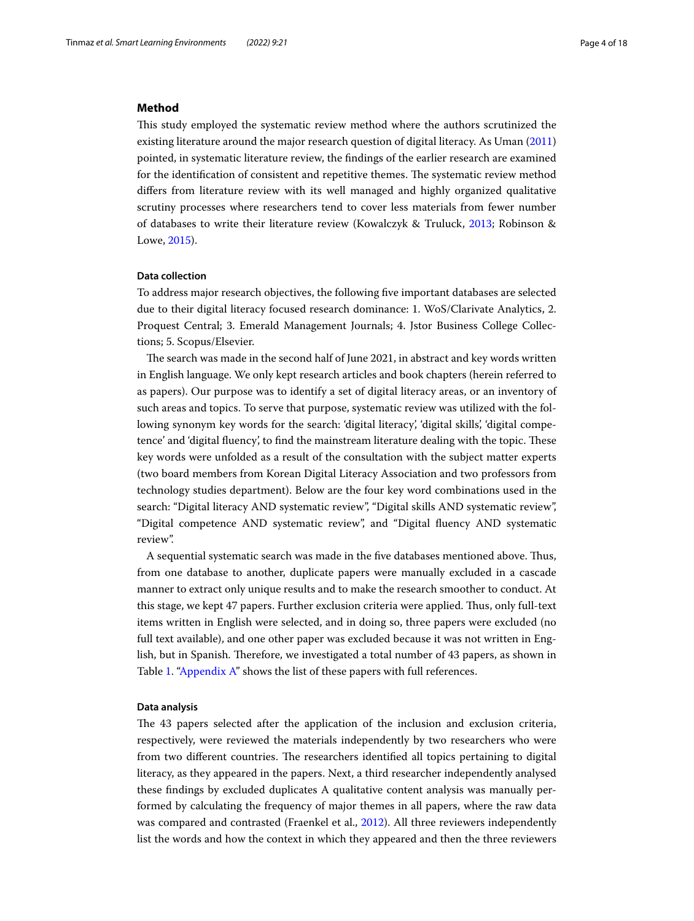## Method

This study employed the systematic review method where the authors scrutinized the existing literature around the major research question of digital literacy. As Uman (2011) pointed, in systematic literature review, the findings of the earlier research are examined for the identification of consistent and repetitive themes. The systematic review method differs from literature review with its well managed and highly organized qualitative scrutiny processes where researchers tend to cover less materials from fewer number of databases to write their literature review (Kowalczyk & Truluck, 2013; Robinson & Lowe, 2015).

### Data collection

To address major research objectives, the following five important databases are selected due to their digital literacy focused research dominance: 1. WoS/Clarivate Analytics, 2. Proquest Central; 3. Emerald Management Journals; 4. Jstor Business College Collections; 5. Scopus/Elsevier.

The search was made in the second half of June 2021, in abstract and key words written in English language. We only kept research articles and book chapters (herein referred to as papers). Our purpose was to identify a set of digital literacy areas, or an inventory of such areas and topics. To serve that purpose, systematic review was utilized with the following synonym key words for the search: 'digital literacy', 'digital skills', 'digital competence' and 'digital fluency', to find the mainstream literature dealing with the topic. These key words were unfolded as a result of the consultation with the subject matter experts (two board members from Korean Digital Literacy Association and two professors from technology studies department). Below are the four key word combinations used in the search: "Digital literacy AND systematic review", "Digital skills AND systematic review", "Digital competence AND systematic review", and "Digital fluency AND systematic review".

A sequential systematic search was made in the five databases mentioned above. Thus, from one database to another, duplicate papers were manually excluded in a cascade manner to extract only unique results and to make the research smoother to conduct. At this stage, we kept 47 papers. Further exclusion criteria were applied. Thus, only full-text items written in English were selected, and in doing so, three papers were excluded (no full text available), and one other paper was excluded because it was not written in English, but in Spanish. Therefore, we investigated a total number of 43 papers, as shown in Table 1. "Appendix A" shows the list of these papers with full references.

### Data analysis

The 43 papers selected after the application of the inclusion and exclusion criteria, respectively, were reviewed the materials independently by two researchers who were from two different countries. The researchers identified all topics pertaining to digital literacy, as they appeared in the papers. Next, a third researcher independently analysed these findings by excluded duplicates A qualitative content analysis was manually performed by calculating the frequency of major themes in all papers, where the raw data was compared and contrasted (Fraenkel et al., 2012). All three reviewers independently list the words and how the context in which they appeared and then the three reviewers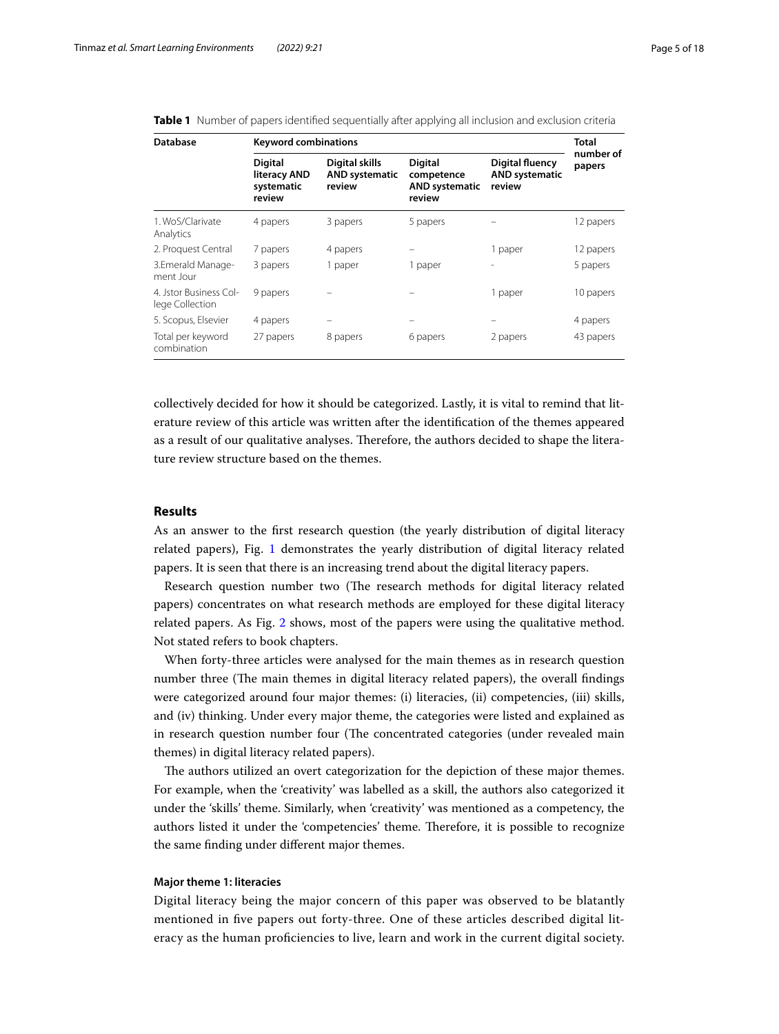**Table 1** Number of papers identified sequentially after applying all inclusion and exclusion criteria

| Database | Keyword combinations | | | | Total number of papers |
|---|---|---|---|---|---|
| | Digital literacy AND systematic review | Digital skills AND systematic review | Digital competence AND systematic review | Digital fluency AND systematic review | |
| 1. WoS/Clarivate Analytics | 4 papers | 3 papers | 5 papers | – | 12 papers |
| 2. Proquest Central | 7 papers | 4 papers | – | 1 paper | 12 papers |
| 3.Emerald Management Jour | 3 papers | 1 paper | 1 paper | - | 5 papers |
| 4. Jstor Business College Collection | 9 papers | – | – | 1 paper | 10 papers |
| 5. Scopus, Elsevier | 4 papers | – | – | – | 4 papers |
| Total per keyword combination | 27 papers | 8 papers | 6 papers | 2 papers | 43 papers |

collectively decided for how it should be categorized. Lastly, it is vital to remind that literature review of this article was written after the identification of the themes appeared as a result of our qualitative analyses. Therefore, the authors decided to shape the literature review structure based on the themes.

## Results

As an answer to the first research question (the yearly distribution of digital literacy related papers), Fig. 1 demonstrates the yearly distribution of digital literacy related papers. It is seen that there is an increasing trend about the digital literacy papers.

Research question number two (The research methods for digital literacy related papers) concentrates on what research methods are employed for these digital literacy related papers. As Fig. 2 shows, most of the papers were using the qualitative method. Not stated refers to book chapters.

When forty-three articles were analysed for the main themes as in research question number three (The main themes in digital literacy related papers), the overall findings were categorized around four major themes: (i) literacies, (ii) competencies, (iii) skills, and (iv) thinking. Under every major theme, the categories were listed and explained as in research question number four (The concentrated categories (under revealed main themes) in digital literacy related papers).

The authors utilized an overt categorization for the depiction of these major themes. For example, when the 'creativity' was labelled as a skill, the authors also categorized it under the 'skills' theme. Similarly, when 'creativity' was mentioned as a competency, the authors listed it under the 'competencies' theme. Therefore, it is possible to recognize the same finding under different major themes.

### Major theme 1: literacies

Digital literacy being the major concern of this paper was observed to be blatantly mentioned in five papers out forty-three. One of these articles described digital literacy as the human proficiencies to live, learn and work in the current digital society.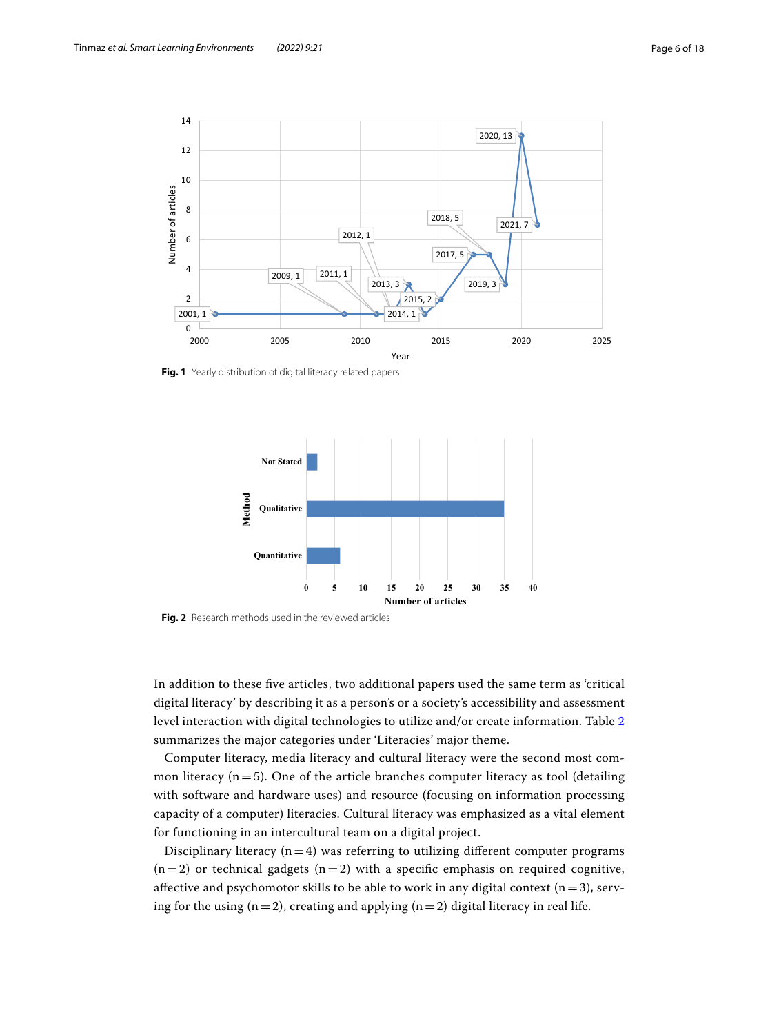Fig. 1 Yearly distribution of digital literacy related papers

Fig. 2 Research methods used in the reviewed articles

In addition to these five articles, two additional papers used the same term as 'critical digital literacy' by describing it as a person's or a society's accessibility and assessment level interaction with digital technologies to utilize and/or create information. Table 2 summarizes the major categories under 'Literacies' major theme.

Computer literacy, media literacy and cultural literacy were the second most common literacy (n = 5). One of the article branches computer literacy as tool (detailing with software and hardware uses) and resource (focusing on information processing capacity of a computer) literacies. Cultural literacy was emphasized as a vital element for functioning in an intercultural team on a digital project.

Disciplinary literacy (n = 4) was referring to utilizing different computer programs (n = 2) or technical gadgets (n = 2) with a specific emphasis on required cognitive, affective and psychomotor skills to be able to work in any digital context (n = 3), serving for the using (n = 2), creating and applying (n = 2) digital literacy in real life.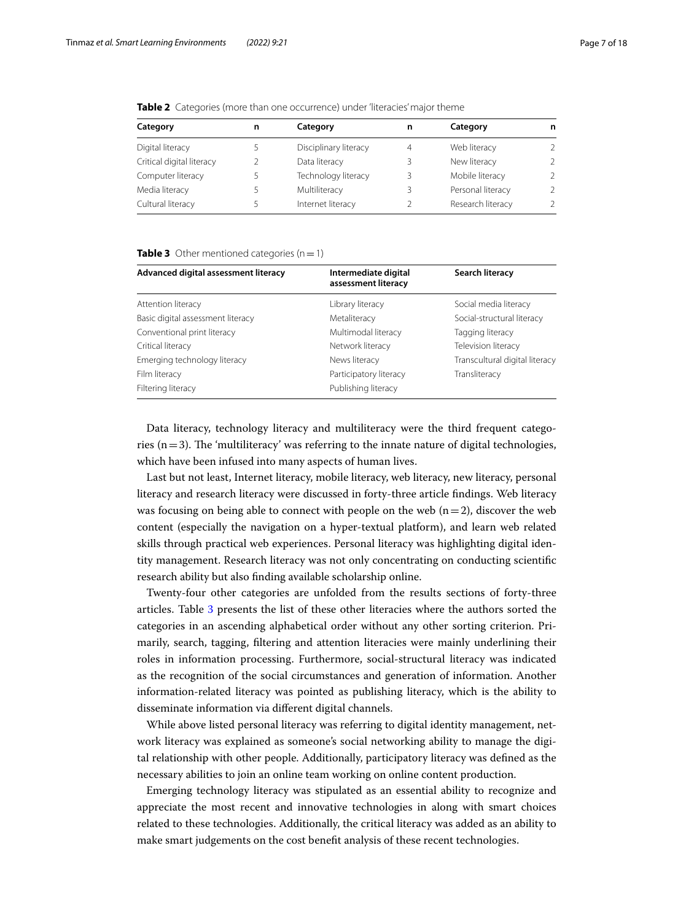**Table 2** Categories (more than one occurrence) under 'literacies' major theme

| Category | n | Category | n | Category | n |
|---|---|---|---|---|---|
| Digital literacy | 5 | Disciplinary literacy | 4 | Web literacy | 2 |
| Critical digital literacy | 2 | Data literacy | 3 | New literacy | 2 |
| Computer literacy | 5 | Technology literacy | 3 | Mobile literacy | 2 |
| Media literacy | 5 | Multiliteracy | 3 | Personal literacy | 2 |
| Cultural literacy | 5 | Internet literacy | 2 | Research literacy | 2 |

**Table 3** Other mentioned categories (n = 1)

| Advanced digital assessment literacy | Intermediate digital assessment literacy | Search literacy |
|---|---|---|
| Attention literacy | Library literacy | Social media literacy |
| Basic digital assessment literacy | Metaliteracy | Social-structural literacy |
| Conventional print literacy | Multimodal literacy | Tagging literacy |
| Critical literacy | Network literacy | Television literacy |
| Emerging technology literacy | News literacy | Transcultural digital literacy |
| Film literacy | Participatory literacy | Transliteracy |
| Filtering literacy | Publishing literacy | |

Data literacy, technology literacy and multiliteracy were the third frequent categories (n = 3). The 'multiliteracy' was referring to the innate nature of digital technologies, which have been infused into many aspects of human lives.

Last but not least, Internet literacy, mobile literacy, web literacy, new literacy, personal literacy and research literacy were discussed in forty-three article findings. Web literacy was focusing on being able to connect with people on the web (n = 2), discover the web content (especially the navigation on a hyper-textual platform), and learn web related skills through practical web experiences. Personal literacy was highlighting digital identity management. Research literacy was not only concentrating on conducting scientific research ability but also finding available scholarship online.

Twenty-four other categories are unfolded from the results sections of forty-three articles. Table 3 presents the list of these other literacies where the authors sorted the categories in an ascending alphabetical order without any other sorting criterion. Primarily, search, tagging, filtering and attention literacies were mainly underlining their roles in information processing. Furthermore, social-structural literacy was indicated as the recognition of the social circumstances and generation of information. Another information-related literacy was pointed as publishing literacy, which is the ability to disseminate information via different digital channels.

While above listed personal literacy was referring to digital identity management, network literacy was explained as someone's social networking ability to manage the digital relationship with other people. Additionally, participatory literacy was defined as the necessary abilities to join an online team working on online content production.

Emerging technology literacy was stipulated as an essential ability to recognize and appreciate the most recent and innovative technologies in along with smart choices related to these technologies. Additionally, the critical literacy was added as an ability to make smart judgements on the cost benefit analysis of these recent technologies.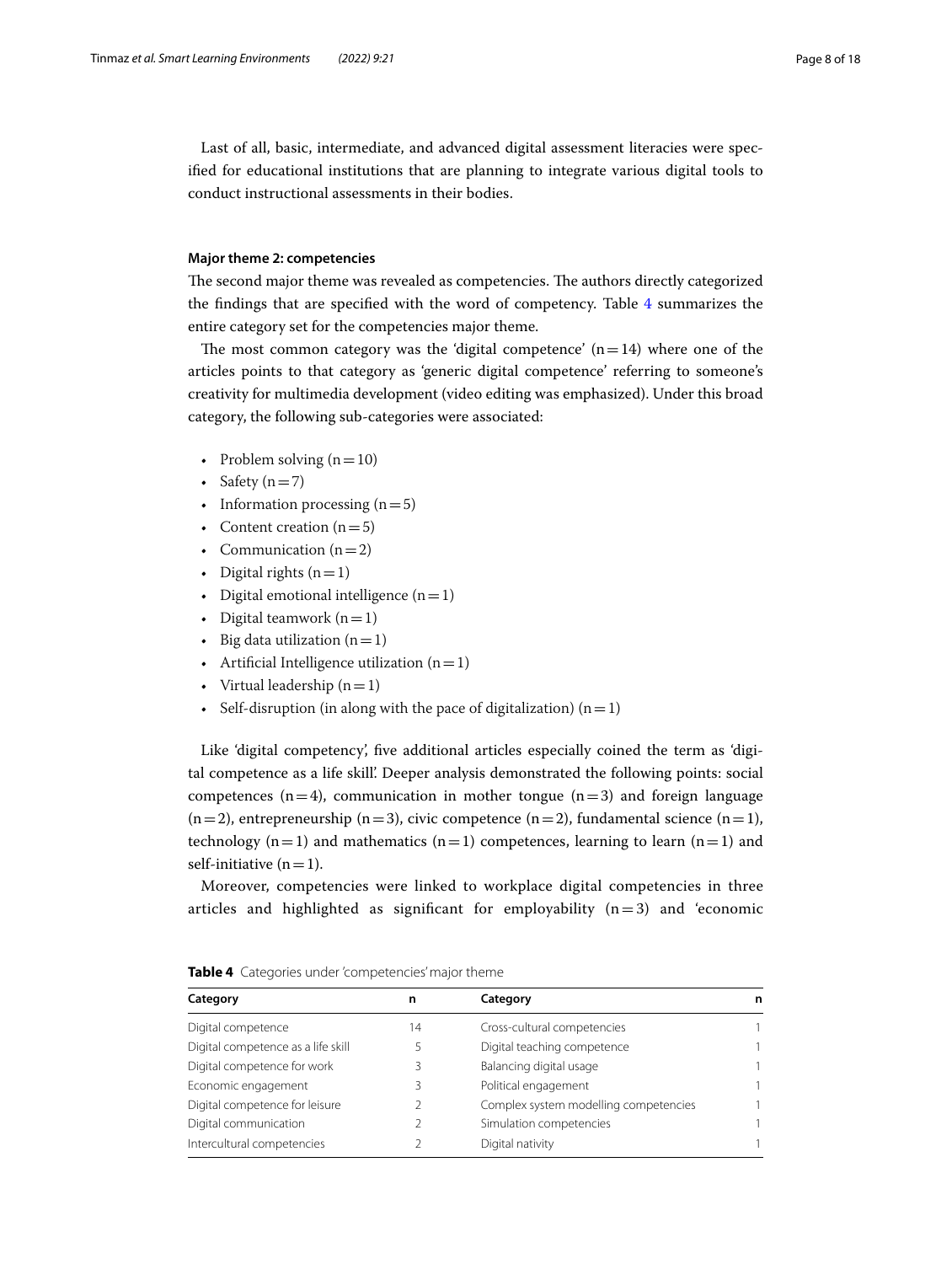Last of all, basic, intermediate, and advanced digital assessment literacies were specified for educational institutions that are planning to integrate various digital tools to conduct instructional assessments in their bodies.

#### Major theme 2: competencies

The second major theme was revealed as competencies. The authors directly categorized the findings that are specified with the word of competency. Table 4 summarizes the entire category set for the competencies major theme.

The most common category was the 'digital competence' ($n=14$) where one of the articles points to that category as 'generic digital competence' referring to someone's creativity for multimedia development (video editing was emphasized). Under this broad category, the following sub-categories were associated:

- Problem solving ($n=10$)
- Safety ($n=7$)
- Information processing ($n=5$)
- Content creation ($n=5$)
- Communication ($n=2$)
- Digital rights ($n=1$)
- Digital emotional intelligence ($n=1$)
- Digital teamwork ($n=1$)
- Big data utilization ($n=1$)
- Artificial Intelligence utilization ($n=1$)
- Virtual leadership ($n=1$)
- Self-disruption (in along with the pace of digitalization) ($n=1$)

Like 'digital competency', five additional articles especially coined the term as 'digital competence as a life skill'. Deeper analysis demonstrated the following points: social competences ($n=4$), communication in mother tongue ($n=3$) and foreign language ($n=2$), entrepreneurship ($n=3$), civic competence ($n=2$), fundamental science ($n=1$), technology ($n=1$) and mathematics ($n=1$) competences, learning to learn ($n=1$) and self-initiative ($n=1$).

Moreover, competencies were linked to workplace digital competencies in three articles and highlighted as significant for employability ($n=3$) and 'economic

**Table 4** Categories under 'competencies' major theme

| Category | n | Category | n |
|---|---|---|---|
| Digital competence | 14 | Cross-cultural competencies | 1 |
| Digital competence as a life skill | 5 | Digital teaching competence | 1 |
| Digital competence for work | 3 | Balancing digital usage | 1 |
| Economic engagement | 3 | Political engagement | 1 |
| Digital competence for leisure | 2 | Complex system modelling competencies | 1 |
| Digital communication | 2 | Simulation competencies | 1 |
| Intercultural competencies | 2 | Digital nativity | 1 |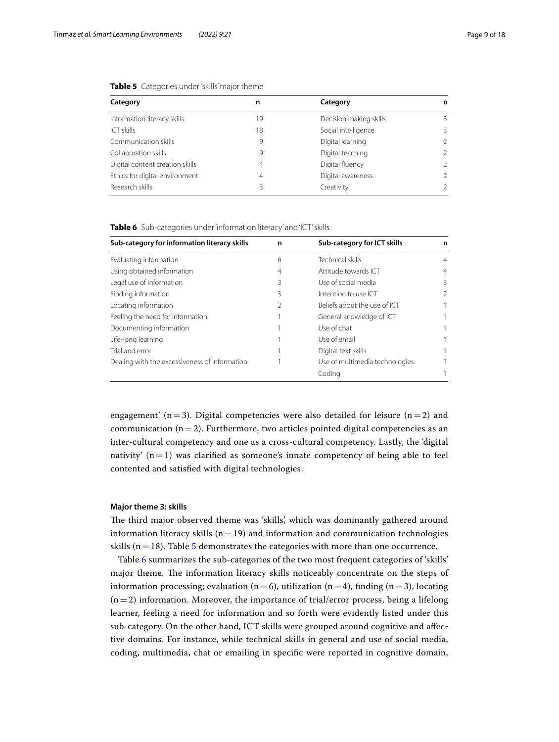**Table 5** Categories under 'skills' major theme

| Category | n | Category | n |
|---|---|---|---|
| Information literacy skills | 19 | Decision making skills | 3 |
| ICT skills | 18 | Social intelligence | 3 |
| Communication skills | 9 | Digital learning | 2 |
| Collaboration skills | 9 | Digital teaching | 2 |
| Digital content creation skills | 4 | Digital fluency | 2 |
| Ethics for digital environment | 4 | Digital awareness | 2 |
| Research skills | 3 | Creativity | 2 |

**Table 6** Sub-categories under 'information literacy' and 'ICT' skills

| Sub-category for information literacy skills | n | Sub-category for ICT skills | n |
|---|---|---|---|
| Evaluating information | 6 | Technical skills | 4 |
| Using obtained information | 4 | Attitude towards ICT | 4 |
| Legal use of information | 3 | Use of social media | 3 |
| Finding information | 3 | Intention to use ICT | 2 |
| Locating information | 2 | Beliefs about the use of ICT | 1 |
| Feeling the need for information | 1 | General knowledge of ICT | 1 |
| Documenting information | 1 | Use of chat | 1 |
| Life-long learning | 1 | Use of email | 1 |
| Trial and error | 1 | Digital text skills | 1 |
| Dealing with the excessiveness of information | 1 | Use of multimedia technologies | 1 |
| | | Coding | 1 |

engagement' (n = 3). Digital competencies were also detailed for leisure (n = 2) and communication (n = 2). Furthermore, two articles pointed digital competencies as an inter-cultural competency and one as a cross-cultural competency. Lastly, the 'digital nativity' (n = 1) was clarified as someone's innate competency of being able to feel contented and satisfied with digital technologies.

#### Major theme 3: skills

The third major observed theme was 'skills', which was dominantly gathered around information literacy skills (n = 19) and information and communication technologies skills (n = 18). Table 5 demonstrates the categories with more than one occurrence.

Table 6 summarizes the sub-categories of the two most frequent categories of 'skills' major theme. The information literacy skills noticeably concentrate on the steps of information processing; evaluation (n = 6), utilization (n = 4), finding (n = 3), locating (n = 2) information. Moreover, the importance of trial/error process, being a lifelong learner, feeling a need for information and so forth were evidently listed under this sub-category. On the other hand, ICT skills were grouped around cognitive and affective domains. For instance, while technical skills in general and use of social media, coding, multimedia, chat or emailing in specific were reported in cognitive domain,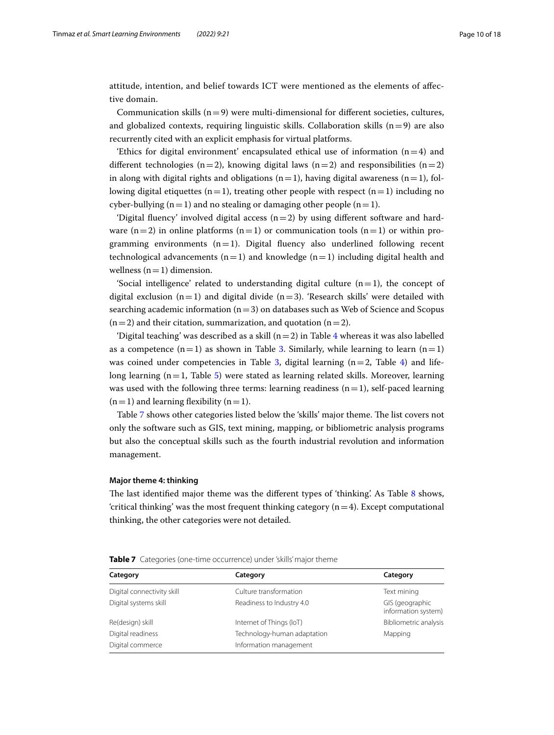attitude, intention, and belief towards ICT were mentioned as the elements of affective domain.

Communication skills (n = 9) were multi-dimensional for different societies, cultures, and globalized contexts, requiring linguistic skills. Collaboration skills (n = 9) are also recurrently cited with an explicit emphasis for virtual platforms.

'Ethics for digital environment' encapsulated ethical use of information (n = 4) and different technologies (n = 2), knowing digital laws (n = 2) and responsibilities (n = 2) in along with digital rights and obligations (n = 1), having digital awareness (n = 1), following digital etiquettes (n = 1), treating other people with respect (n = 1) including no cyber-bullying (n = 1) and no stealing or damaging other people (n = 1).

'Digital fluency' involved digital access (n = 2) by using different software and hardware (n = 2) in online platforms (n = 1) or communication tools (n = 1) or within programming environments (n = 1). Digital fluency also underlined following recent technological advancements (n = 1) and knowledge (n = 1) including digital health and wellness (n = 1) dimension.

'Social intelligence' related to understanding digital culture (n = 1), the concept of digital exclusion (n = 1) and digital divide (n = 3). 'Research skills' were detailed with searching academic information (n = 3) on databases such as Web of Science and Scopus (n = 2) and their citation, summarization, and quotation (n = 2).

'Digital teaching' was described as a skill (n = 2) in Table 4 whereas it was also labelled as a competence (n = 1) as shown in Table 3. Similarly, while learning to learn (n = 1) was coined under competencies in Table 3, digital learning (n = 2, Table 4) and lifelong learning (n = 1, Table 5) were stated as learning related skills. Moreover, learning was used with the following three terms: learning readiness (n = 1), self-paced learning (n = 1) and learning flexibility (n = 1).

Table 7 shows other categories listed below the 'skills' major theme. The list covers not only the software such as GIS, text mining, mapping, or bibliometric analysis programs but also the conceptual skills such as the fourth industrial revolution and information management.

#### Major theme 4: thinking

The last identified major theme was the different types of 'thinking'. As Table 8 shows, 'critical thinking' was the most frequent thinking category (n = 4). Except computational thinking, the other categories were not detailed.

**Table 7** Categories (one-time occurrence) under 'skills' major theme

| Category | Category | Category |
|---|---|---|
| Digital connectivity skill | Culture transformation | Text mining |
| Digital systems skill | Readiness to Industry 4.0 | GIS (geographic information system) |
| Re(design) skill | Internet of Things (IoT) | Bibliometric analysis |
| Digital readiness | Technology-human adaptation | Mapping |
| Digital commerce | Information management | |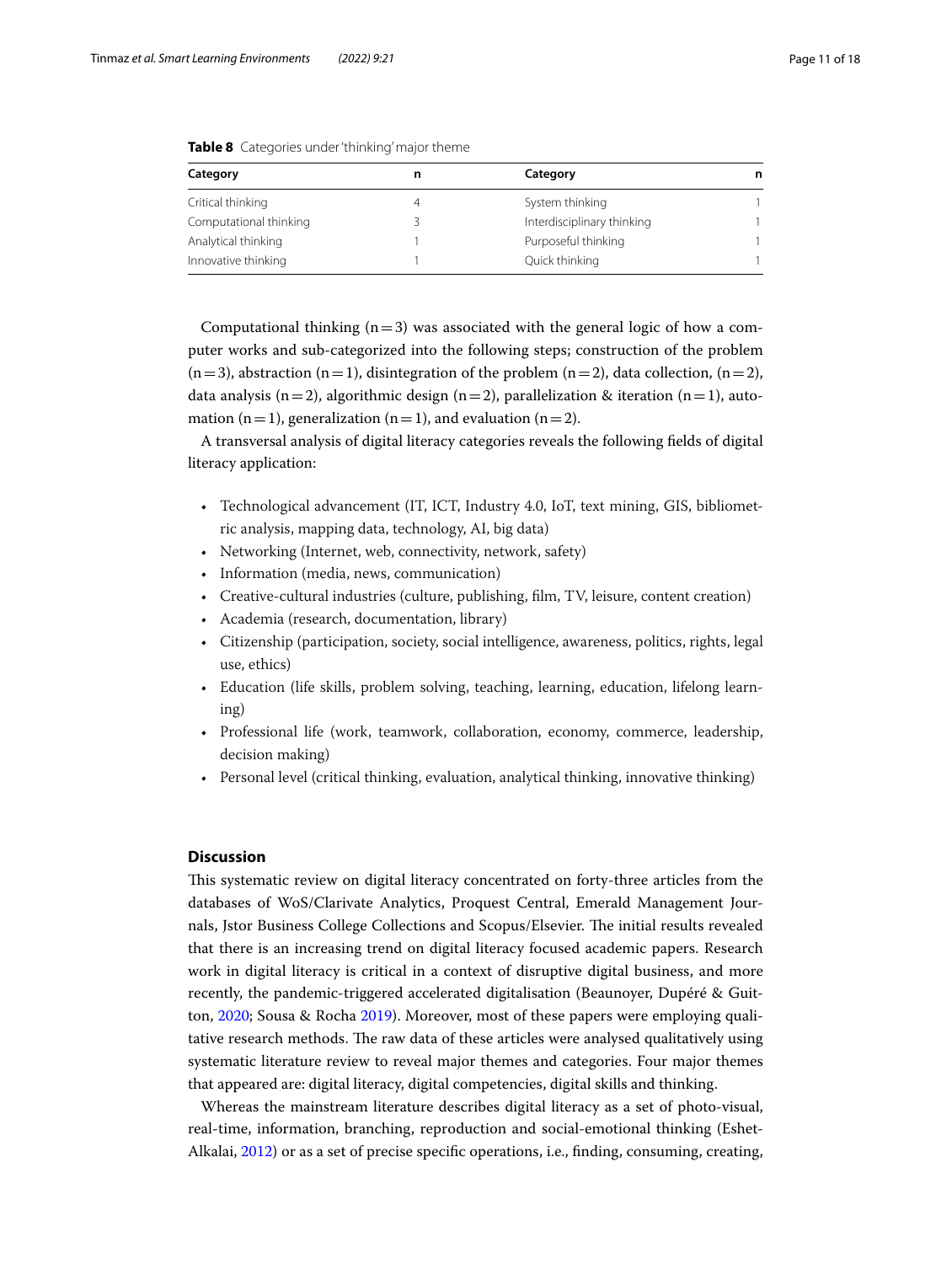**Table 8** Categories under 'thinking' major theme

| Category | n | Category | n |
|---|---|---|---|
| Critical thinking | 4 | System thinking | 1 |
| Computational thinking | 3 | Interdisciplinary thinking | 1 |
| Analytical thinking | 1 | Purposeful thinking | 1 |
| Innovative thinking | 1 | Quick thinking | 1 |

Computational thinking (n = 3) was associated with the general logic of how a computer works and sub-categorized into the following steps; construction of the problem (n = 3), abstraction (n = 1), disintegration of the problem (n = 2), data collection, (n = 2), data analysis (n = 2), algorithmic design (n = 2), parallelization & iteration (n = 1), automation (n = 1), generalization (n = 1), and evaluation (n = 2).

A transversal analysis of digital literacy categories reveals the following fields of digital literacy application:

- Technological advancement (IT, ICT, Industry 4.0, IoT, text mining, GIS, bibliometric analysis, mapping data, technology, AI, big data)
- Networking (Internet, web, connectivity, network, safety)
- Information (media, news, communication)
- Creative-cultural industries (culture, publishing, film, TV, leisure, content creation)
- Academia (research, documentation, library)
- Citizenship (participation, society, social intelligence, awareness, politics, rights, legal use, ethics)
- Education (life skills, problem solving, teaching, learning, education, lifelong learning)
- Professional life (work, teamwork, collaboration, economy, commerce, leadership, decision making)
- Personal level (critical thinking, evaluation, analytical thinking, innovative thinking)

## Discussion

This systematic review on digital literacy concentrated on forty-three articles from the databases of WoS/Clarivate Analytics, Proquest Central, Emerald Management Journals, Jstor Business College Collections and Scopus/Elsevier. The initial results revealed that there is an increasing trend on digital literacy focused academic papers. Research work in digital literacy is critical in a context of disruptive digital business, and more recently, the pandemic-triggered accelerated digitalisation (Beaunoyer, Dupéré & Guitton, 2020; Sousa & Rocha 2019). Moreover, most of these papers were employing qualitative research methods. The raw data of these articles were analysed qualitatively using systematic literature review to reveal major themes and categories. Four major themes that appeared are: digital literacy, digital competencies, digital skills and thinking.

Whereas the mainstream literature describes digital literacy as a set of photo-visual, real-time, information, branching, reproduction and social-emotional thinking (Eshet-Alkalai, 2012) or as a set of precise specific operations, i.e., finding, consuming, creating,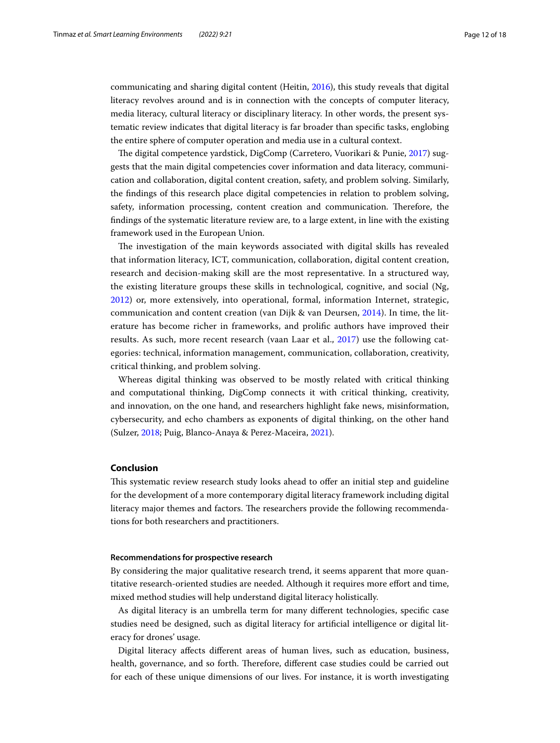communicating and sharing digital content (Heitin, 2016), this study reveals that digital literacy revolves around and is in connection with the concepts of computer literacy, media literacy, cultural literacy or disciplinary literacy. In other words, the present systematic review indicates that digital literacy is far broader than specific tasks, englobing the entire sphere of computer operation and media use in a cultural context.

The digital competence yardstick, DigComp (Carretero, Vuorikari & Punie, 2017) suggests that the main digital competencies cover information and data literacy, communication and collaboration, digital content creation, safety, and problem solving. Similarly, the findings of this research place digital competencies in relation to problem solving, safety, information processing, content creation and communication. Therefore, the findings of the systematic literature review are, to a large extent, in line with the existing framework used in the European Union.

The investigation of the main keywords associated with digital skills has revealed that information literacy, ICT, communication, collaboration, digital content creation, research and decision-making skill are the most representative. In a structured way, the existing literature groups these skills in technological, cognitive, and social (Ng, 2012) or, more extensively, into operational, formal, information Internet, strategic, communication and content creation (van Dijk & van Deursen, 2014). In time, the literature has become richer in frameworks, and prolific authors have improved their results. As such, more recent research (vaan Laar et al., 2017) use the following categories: technical, information management, communication, collaboration, creativity, critical thinking, and problem solving.

Whereas digital thinking was observed to be mostly related with critical thinking and computational thinking, DigComp connects it with critical thinking, creativity, and innovation, on the one hand, and researchers highlight fake news, misinformation, cybersecurity, and echo chambers as exponents of digital thinking, on the other hand (Sulzer, 2018; Puig, Blanco-Anaya & Perez-Maceira, 2021).

## Conclusion

This systematic review research study looks ahead to offer an initial step and guideline for the development of a more contemporary digital literacy framework including digital literacy major themes and factors. The researchers provide the following recommendations for both researchers and practitioners.

### Recommendations for prospective research

By considering the major qualitative research trend, it seems apparent that more quantitative research-oriented studies are needed. Although it requires more effort and time, mixed method studies will help understand digital literacy holistically.

As digital literacy is an umbrella term for many different technologies, specific case studies need be designed, such as digital literacy for artificial intelligence or digital literacy for drones' usage.

Digital literacy affects different areas of human lives, such as education, business, health, governance, and so forth. Therefore, different case studies could be carried out for each of these unique dimensions of our lives. For instance, it is worth investigating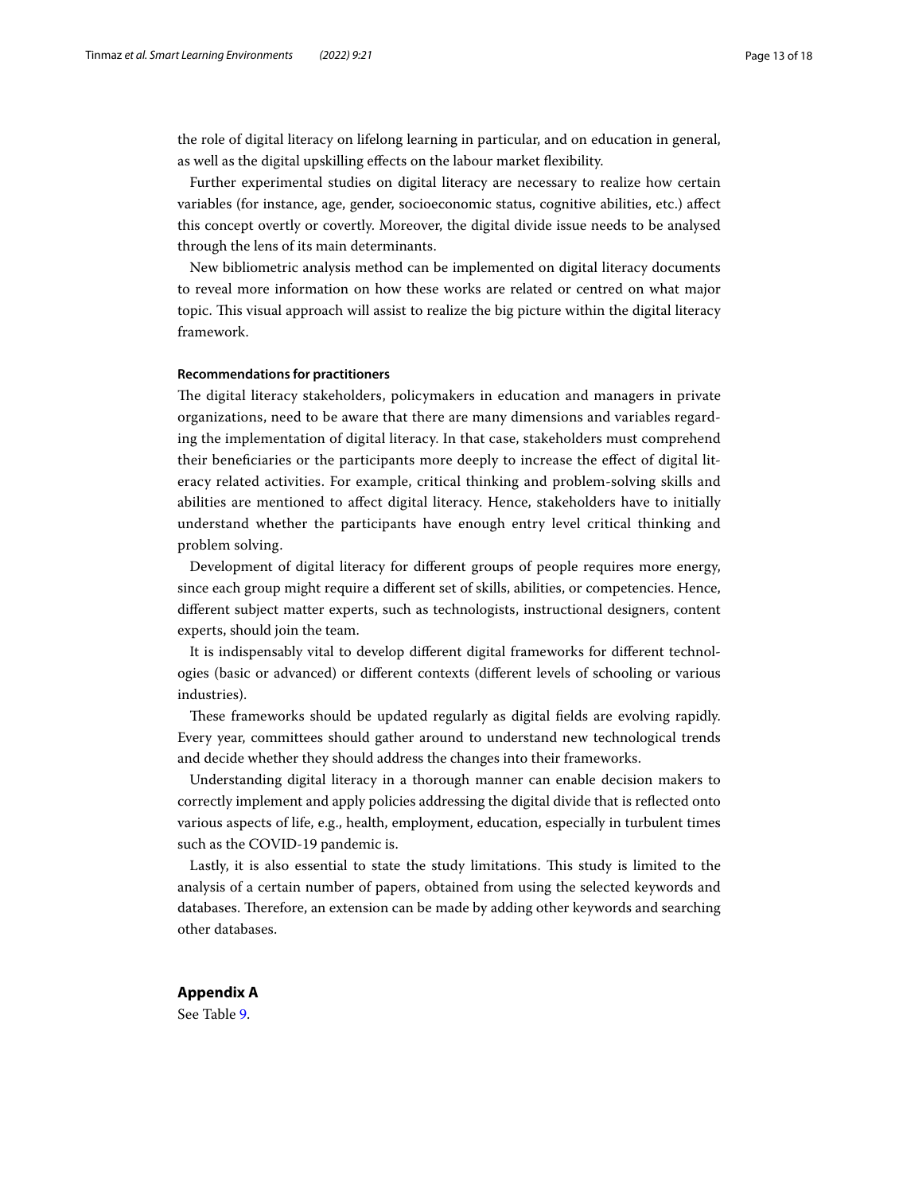the role of digital literacy on lifelong learning in particular, and on education in general, as well as the digital upskilling effects on the labour market flexibility.

Further experimental studies on digital literacy are necessary to realize how certain variables (for instance, age, gender, socioeconomic status, cognitive abilities, etc.) affect this concept overtly or covertly. Moreover, the digital divide issue needs to be analysed through the lens of its main determinants.

New bibliometric analysis method can be implemented on digital literacy documents to reveal more information on how these works are related or centred on what major topic. This visual approach will assist to realize the big picture within the digital literacy framework.

#### Recommendations for practitioners

The digital literacy stakeholders, policymakers in education and managers in private organizations, need to be aware that there are many dimensions and variables regarding the implementation of digital literacy. In that case, stakeholders must comprehend their beneficiaries or the participants more deeply to increase the effect of digital literacy related activities. For example, critical thinking and problem-solving skills and abilities are mentioned to affect digital literacy. Hence, stakeholders have to initially understand whether the participants have enough entry level critical thinking and problem solving.

Development of digital literacy for different groups of people requires more energy, since each group might require a different set of skills, abilities, or competencies. Hence, different subject matter experts, such as technologists, instructional designers, content experts, should join the team.

It is indispensably vital to develop different digital frameworks for different technologies (basic or advanced) or different contexts (different levels of schooling or various industries).

These frameworks should be updated regularly as digital fields are evolving rapidly. Every year, committees should gather around to understand new technological trends and decide whether they should address the changes into their frameworks.

Understanding digital literacy in a thorough manner can enable decision makers to correctly implement and apply policies addressing the digital divide that is reflected onto various aspects of life, e.g., health, employment, education, especially in turbulent times such as the COVID-19 pandemic is.

Lastly, it is also essential to state the study limitations. This study is limited to the analysis of a certain number of papers, obtained from using the selected keywords and databases. Therefore, an extension can be made by adding other keywords and searching other databases.

## Appendix A

See Table 9.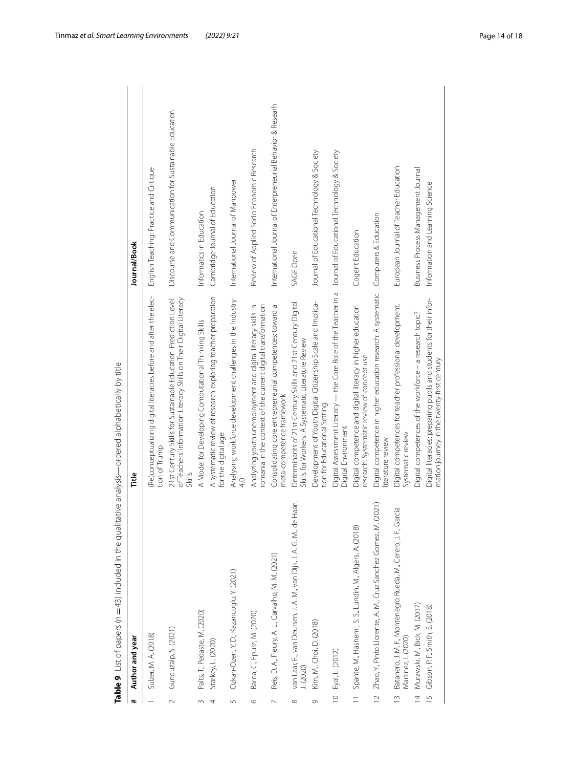**Table 9** List of papers (n = 43) included in the qualitative analysis—ordered alphabetically by title

| # | Author and year | Title | Journal/Book |
|---|---|---|---|
| 1 | Sulzer, M. A. (2018) | (Re)conceptualizing digital literacies before and after the election of Trump | English Teaching: Practice and Critique |
| 2 | Gunduzalp, S. (2021) | 21st Century Skills for Sustainable Education: Prediction Level of Teachers' Information Literacy Skills on Their Digital Literacy Skills | Discourse and Communication for Sustainable Education |
| 3 | Palts, T., Pedaste, M. (2020) | A Model for Developing Computational Thinking Skills | Informatics in Education |
| 4 | Starkey, L. (2020) | A systematic review of research exploring teacher preparation for the digital age | Cambridge Journal of Education |
| 5 | Ozkan-Ozen, Y. D., Kazancoglu, Y. (2021) | Analysing workforce development challenges in the Industry 4.0 | International Journal of Manpower |
| 6 | Barna, C., Epure, M. (2020) | Analyzing youth unemployment and digital literacy skills in romania in the context of the current digital transformation | Review of Applied Socio-Economic Research |
| 7 | Reis, D. A., Fleury, A. L., Carvalho, M. M. (2021) | Consolidating core entrepreneurial competences: toward a meta-competence framework | International Journal of Enterpreneurial Behavior & Researh |
| 8 | van Laar, E., van Deursen, J. A. M., van Dijk, J. A. G. M., de Haan, J. (2020) | Determinants of 21st-Century Skills and 21st-Century Digital Skills for Workers: A Systematic Literature Review | SAGE Open |
| 9 | Kim, M., Choi, D. (2018) | Development of Youth Digital Citizenship Scale and Implication for Educational Setting | Journal of Educational Technology & Society |
| 10 | Eyal, L. (2012) | Digital Assessment Literacy — the Core Role of the Teacher in a Digital Environment | Journal of Educational Technology & Society |
| 11 | Spante, M., Hashemi, S. S., Lundin, M., Algers, A. (2018) | Digital competence and digital literacy in higher education research: Systematic review of concept use | Cogent Education |
| 12 | Zhao, Y., Pinto Llorente, A. M., Cruz Sanchez Gomez, M. (2021) | Digital competence in higher education research: A systematic literature review | Computers & Education |
| 13 | Batanero, J. M. F., Montenegro Rueda, M., Cerero, J. F., García Martínez, I. (2020) | Digital competences for teacher professional development. Systematic review | European Journal of Teacher Education |
| 14 | Murawski, M., Bick, M. (2017) | Digital competences of the workforce – a research topic? | Business Process Management Journal |
| 15 | Gibson, P. F., Smith, S. (2018) | Digital literacies: preparing pupils and students for their information journey in the twenty-first century | Information and Learning Science |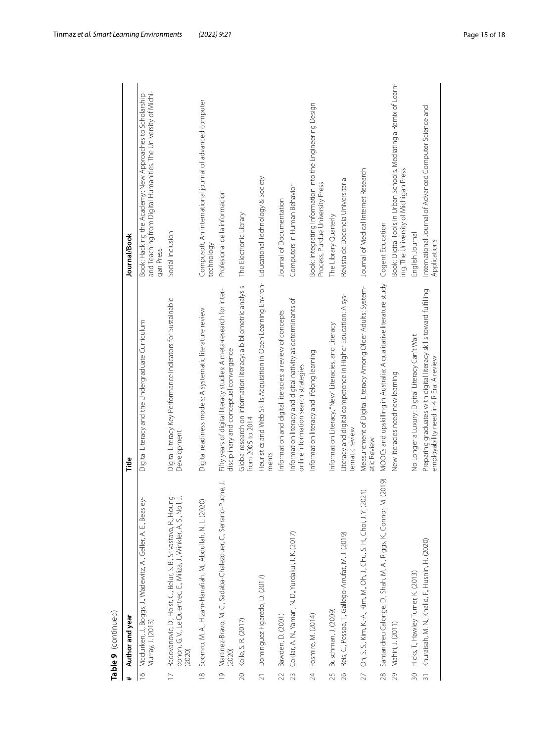**Table 9** (continued)

| # | Author and year | Title | Journal/Book |
|---|---|---|---|
| 16 | Mcclurken, J., Boggs, J., Wadewitz, A., Geller, A. E., Beasley-Murray, J. (2013) | Digital Literacy and the Undergraduate Curriculum | Book: Hacking the Academy: New Approaches to Scholarship and Teaching from Digital Humanities. The University of Michigan Press |
| 17 | Radovanovic, D., Holst, C., Belur, S. B., Srivastava, R., Houngbonon, G. V., Le Quentrec, E., Miliza, J., Winkler, A. S., Noll, J. (2020) | Digital Literacy Key Performance Indicators for Sustainable Development | Social Inclusion |
| 18 | Soomro, M. A., Hizam-Hanafiah, M., Abdullah, N. L. (2020) | Digital readiness models: A systematic literature review | Compusoft, An international journal of advanced computer technology |
| 19 | Martinez-Bravo, M. C., Sadaba-Chalezquer, C., Serrano-Puche, J. (2020) | Fifty years of digital literacy studies: A meta-research for interdisciplinary and conceptual convergence | Profesional de la informacion |
| 20 | Kolle, S. R. (2017) | Global research on information literacy: a bibliometric analysis from 2005 to 2014 | The Electronic Library |
| 21 | Dominguez Figaredo, D. (2017) | Heuristics and Web Skills Acquisition in Open Learning Environments | Educational Technology & Society |
| 22 | Bawden, D. (2001) | Information and digital literacies: a review of concepts | Journal of Documentation |
| 23 | Coklar, A. N., Yaman, N. D., Yurdakul, I. K. (2017) | Information literacy and digital nativity as determinants of online information search strategies | Computers in Human Behavior |
| 24 | Fosmire, M. (2014) | Information literacy and lifelong learning | Book: Integrating Information into the Engineering Design Process, Purdue University Press |
| 25 | Buschman, J. (2009) | Information Literacy, "New" Literacies, and Literacy | The Library Quarterly |
| 26 | Reis, C., Pessoa, T., Gallego-Arrufat, M. J. (2019) | Literacy and digital competence in Higher Education: A systematic review | Revista de Docencia Universitaria |
| 27 | Oh, S. S., Kim, K.-A., Kim, M., Oh, J., Chu, S. H., Choi, J. Y. (2021) | Measurement of Digital Literacy Among Older Adults: Systematic Review | Journal of Medical Internet Research |
| 28 | Santandreu Calonge, D., Shah, M. A., Riggs, K., Connor, M. (2019) | MOOCs and upskilling in Australia: A qualitative literature study | Cogent Education |
| 29 | Mahiri, J. (2011) | New literacies need new learning | Book: Digital Tools in Urban Schools. Mediating a Remix of Learning. The University of Michigan Press |
| 30 | Hicks, T., Hawley Turner, K. (2013) | No Longer a Luxury: Digital Literacy Can't Wait | English Journal |
| 31 | Khuraisah, M. N., Khalid, F., Husnin, H. (2020) | Preparing graduates with digital literacy skills toward fulfilling employability need in 4IR Era: A review | International Journal of Advanced Computer Science and Applications |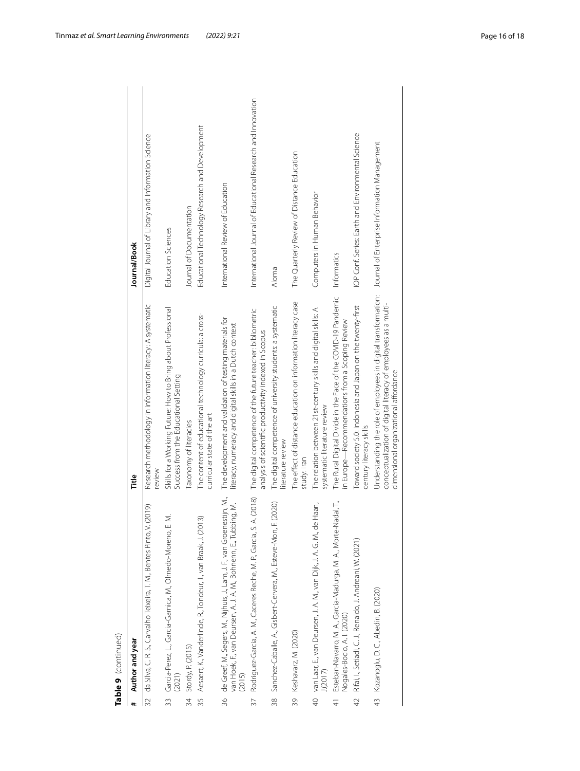**Table 9** (continued)

| # | Author and year | Title | Journal/Book |
|---|---|---|---|
| 32 | da Silva, C. R. S., Carvalho Teixeira, T. M., Bentes Pinto, V. (2019) | Research methodology in information literacy: A systematic review | Digital Journal of Library and Information Science |
| 33 | Garcia-Perez, L., Garcia-Garnica, M., Olmedo-Moreno, E. M. (2021) | Skills for a Working Future: How to Bring about Professional Success from the Educational Setting | Education Sciences |
| 34 | Stordy, P. (2015) | Taxonomy of literacies | Journal of Documentation |
| 35 | Aesaert, K., Vanderlinde, R., Tondeur, J., van Braak, J. (2013) | The content of educational technology curricula: a cross-curricular state of the art | Educational Technology Research and Development |
| 36 | de Greef, M., Segers, M., Nijhuis, J., Lam, J. F., van Groenestijn, M., van Hoek, F., van Deursen, A. J. A. M., Bohnenn, E., Tubbing, M. (2015) | The development and validation of testing materials for literacy, numeracy and digital skills in a Dutch context | International Review of Education |
| 37 | Rodriguez-Garcia, A. M., Caceres Reche, M. P., Garcia, S. A. (2018) | The digital competence of the future teacher: bibliometric analysis of scientific productivity indexed in Scopus | International Journal of Educational Research and Innovation |
| 38 | Sanchez-Caballe, A., Gisbert-Cervera, M., Esteve-Mon, F. (2020) | The digital competence of university students: a systematic literature review | Aloma |
| 39 | Keshavarz, M. (2020) | The effect of distance education on information literacy case study: Iran | The Quarterly Review of Distance Education |
| 40 | van Laar, E., van Deursen, J. A. M., van Dijk, J. A. G. M., de Haan, J.(2017) | The relation between 21st-century skills and digital skills: A systematic literature review | Computers in Human Behavior |
| 41 | Esteban-Navarro, M. A., Garcia-Madurga, M. A., Morte-Nadal, T., Nogales-Bocio, A. I. (2020) | The Rural Digital Divide in the Face of the COVID-19 Pandemic in Europe—Recommendations from a Scoping Review | Informatics |
| 42 | Rifai, I., Setiadi, C. J., Renaldo, J. Andreani, W. (2021) | Toward society 5.0: Indonesia and Japan on the twenty-first century literacy skills | IOP Conf. Series: Earth and Environmental Science |
| 43 | Kozanoglu, D. C., Abedin, B. (2020) | Understanding the role of employees in digital transformation: conceptualization of digital literacy of employees as a multi-dimensional organizational affordance | Journal of Enterprise Information Management |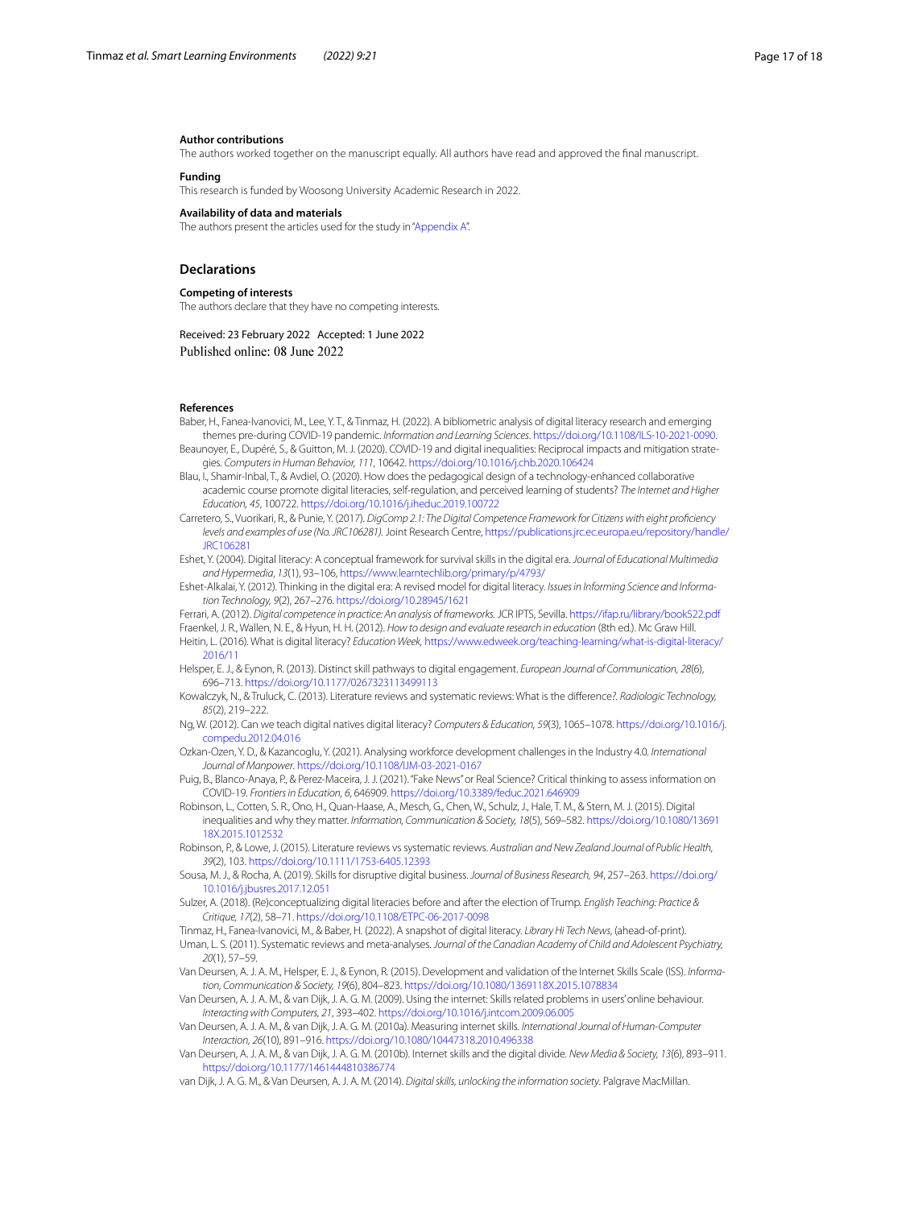#### Author contributions
The authors worked together on the manuscript equally. All authors have read and approved the final manuscript.

#### Funding
This research is funded by Woosong University Academic Research in 2022.

#### Availability of data and materials
The authors present the articles used for the study in "Appendix A".

### Declarations

#### Competing of interests
The authors declare that they have no competing interests.

Received: 23 February 2022 Accepted: 1 June 2022
Published online: 08 June 2022

#### References

Baber, H., Fanea-Ivanovici, M., Lee, Y. T., & Tinmaz, H. (2022). A bibliometric analysis of digital literacy research and emerging themes pre-during COVID-19 pandemic. *Information and Learning Sciences*. https://doi.org/10.1108/ILS-10-2021-0090.

Beaunoyer, E., Dupéré, S., & Guitton, M. J. (2020). COVID-19 and digital inequalities: Reciprocal impacts and mitigation strategies. *Computers in Human Behavior, 111*, 10642. https://doi.org/10.1016/j.chb.2020.106424

Blau, I., Shamir-Inbal, T., & Avdiel, O. (2020). How does the pedagogical design of a technology-enhanced collaborative academic course promote digital literacies, self-regulation, and perceived learning of students? *The Internet and Higher Education, 45*, 100722. https://doi.org/10.1016/j.iheduc.2019.100722

Carretero, S., Vuorikari, R., & Punie, Y. (2017). *DigComp 2.1: The Digital Competence Framework for Citizens with eight proficiency levels and examples of use (No. JRC106281)*. Joint Research Centre, https://publications.jrc.ec.europa.eu/repository/handle/JRC106281

Eshet, Y. (2004). Digital literacy: A conceptual framework for survival skills in the digital era. *Journal of Educational Multimedia and Hypermedia, 13*(1), 93–106, https://www.learntechlib.org/primary/p/4793/

Eshet-Alkalai, Y. (2012). Thinking in the digital era: A revised model for digital literacy. *Issues in Informing Science and Information Technology, 9*(2), 267–276. https://doi.org/10.28945/1621

Ferrari, A. (2012). *Digital competence in practice: An analysis of frameworks*. JCR IPTS, Sevilla. https://ifap.ru/library/book522.pdf

Fraenkel, J. R., Wallen, N. E., & Hyun, H. H. (2012). *How to design and evaluate research in education* (8th ed.). Mc Graw Hill.

Heitin, L. (2016). What is digital literacy? *Education Week*, https://www.edweek.org/teaching-learning/what-is-digital-literacy/2016/11

Helsper, E. J., & Eynon, R. (2013). Distinct skill pathways to digital engagement. *European Journal of Communication, 28*(6), 696–713. https://doi.org/10.1177/0267323113499113

Kowalczyk, N., & Truluck, C. (2013). Literature reviews and systematic reviews: What is the difference?. *Radiologic Technology, 85*(2), 219–222.

Ng, W. (2012). Can we teach digital natives digital literacy? *Computers & Education, 59*(3), 1065–1078. https://doi.org/10.1016/j.compedu.2012.04.016

Ozkan-Ozen, Y. D., & Kazancoglu, Y. (2021). Analysing workforce development challenges in the Industry 4.0. *International Journal of Manpower*. https://doi.org/10.1108/IJM-03-2021-0167

Puig, B., Blanco-Anaya, P., & Perez-Maceira, J. J. (2021). "Fake News" or Real Science? Critical thinking to assess information on COVID-19. *Frontiers in Education, 6*, 646909. https://doi.org/10.3389/feduc.2021.646909

Robinson, L., Cotten, S. R., Ono, H., Quan-Haase, A., Mesch, G., Chen, W., Schulz, J., Hale, T. M., & Stern, M. J. (2015). Digital inequalities and why they matter. *Information, Communication & Society, 18*(5), 569–582. https://doi.org/10.1080/1369118X.2015.1012532

Robinson, P., & Lowe, J. (2015). Literature reviews vs systematic reviews. *Australian and New Zealand Journal of Public Health, 39*(2), 103. https://doi.org/10.1111/1753-6405.12393

Sousa, M. J., & Rocha, A. (2019). Skills for disruptive digital business. *Journal of Business Research, 94*, 257–263. https://doi.org/10.1016/j.jbusres.2017.12.051

Sulzer, A. (2018). (Re)conceptualizing digital literacies before and after the election of Trump. *English Teaching: Practice & Critique, 17*(2), 58–71. https://doi.org/10.1108/ETPC-06-2017-0098

Tinmaz, H., Fanea-Ivanovici, M., & Baber, H. (2022). A snapshot of digital literacy. *Library Hi Tech News*, (ahead-of-print).

Uman, L. S. (2011). Systematic reviews and meta-analyses. *Journal of the Canadian Academy of Child and Adolescent Psychiatry, 20*(1), 57–59.

Van Deursen, A. J. A. M., Helsper, E. J., & Eynon, R. (2015). Development and validation of the Internet Skills Scale (ISS). *Information, Communication & Society, 19*(6), 804–823. https://doi.org/10.1080/1369118X.2015.1078834

Van Deursen, A. J. A. M., & van Dijk, J. A. G. M. (2009). Using the internet: Skills related problems in users' online behaviour. *Interacting with Computers, 21*, 393–402. https://doi.org/10.1016/j.intcom.2009.06.005

Van Deursen, A. J. A. M., & van Dijk, J. A. G. M. (2010a). Measuring internet skills. *International Journal of Human-Computer Interaction, 26*(10), 891–916. https://doi.org/10.1080/10447318.2010.496338

Van Deursen, A. J. A. M., & van Dijk, J. A. G. M. (2010b). Internet skills and the digital divide. *New Media & Society, 13*(6), 893–911. https://doi.org/10.1177/1461444810386774

van Dijk, J. A. G. M., & Van Deursen, A. J. A. M. (2014). *Digital skills, unlocking the information society*. Palgrave MacMillan.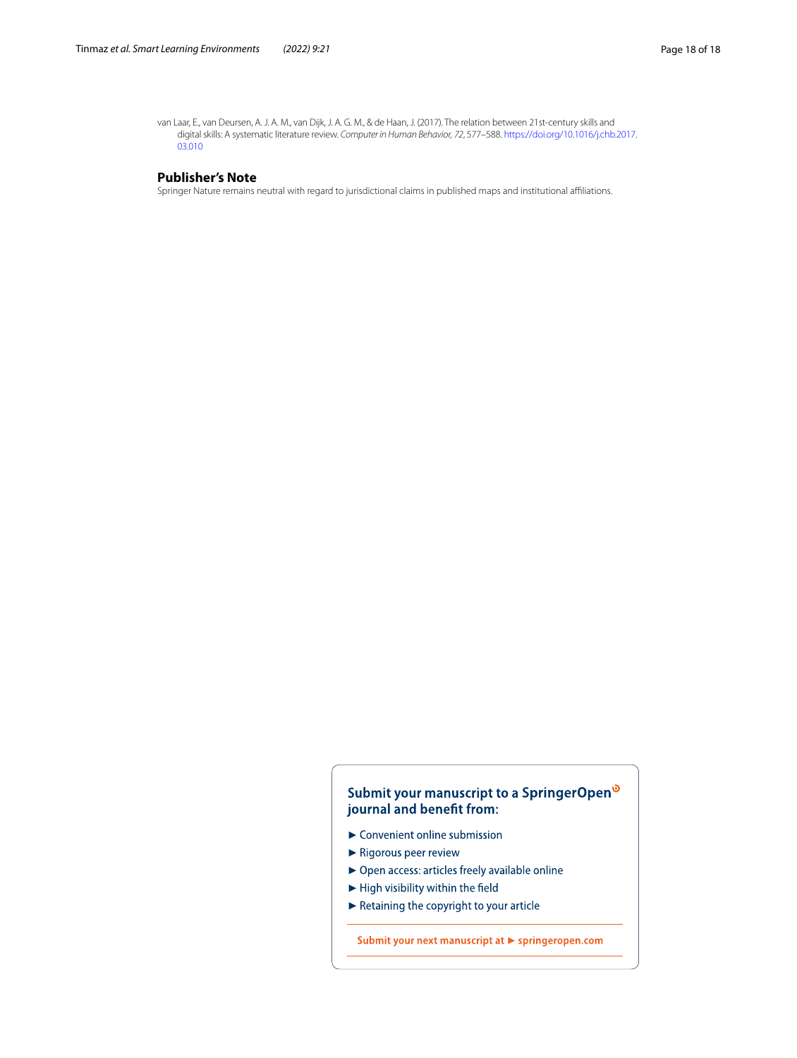van Laar, E., van Deursen, A. J. A. M., van Dijk, J. A. G. M., & de Haan, J. (2017). The relation between 21st-century skills and digital skills: A systematic literature review. *Computer in Human Behavior, 72*, 577–588. https://doi.org/10.1016/j.chb.2017.03.010

## Publisher's Note

Springer Nature remains neutral with regard to jurisdictional claims in published maps and institutional affiliations.

**Submit your manuscript to a SpringerOpen journal and benefit from:**

- ► Convenient online submission
- ► Rigorous peer review
- ► Open access: articles freely available online
- ► High visibility within the field
- ► Retaining the copyright to your article

**Submit your next manuscript at ► springeropen.com**